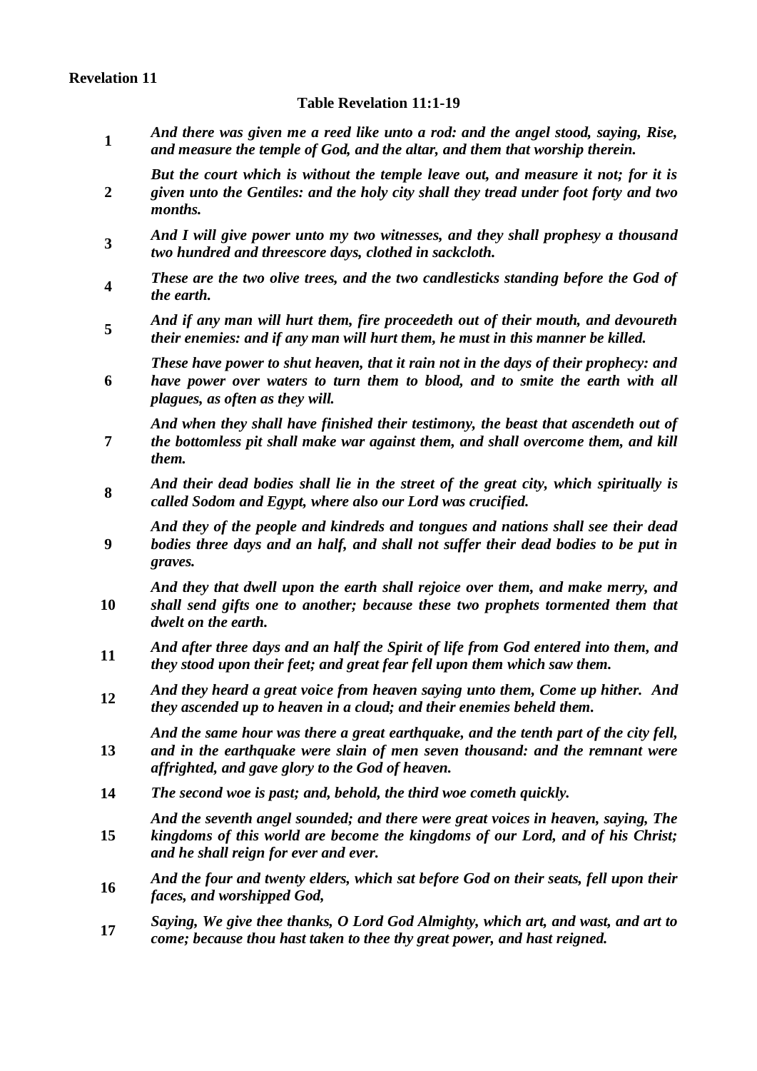**Revelation 11**

**Table Revelation 11:1-19**

| | |
|---|---|
| **1** | ***And there was given me a reed like unto a rod: and the angel stood, saying, Rise, and measure the temple of God, and the altar, and them that worship therein.*** |
| **2** | ***But the court which is without the temple leave out, and measure it not; for it is given unto the Gentiles: and the holy city shall they tread under foot forty and two months.*** |
| **3** | ***And I will give power unto my two witnesses, and they shall prophesy a thousand two hundred and threescore days, clothed in sackcloth.*** |
| **4** | ***These are the two olive trees, and the two candlesticks standing before the God of the earth.*** |
| **5** | ***And if any man will hurt them, fire proceedeth out of their mouth, and devoureth their enemies: and if any man will hurt them, he must in this manner be killed.*** |
| **6** | ***These have power to shut heaven, that it rain not in the days of their prophecy: and have power over waters to turn them to blood, and to smite the earth with all plagues, as often as they will.*** |
| **7** | ***And when they shall have finished their testimony, the beast that ascendeth out of the bottomless pit shall make war against them, and shall overcome them, and kill them.*** |
| **8** | ***And their dead bodies shall lie in the street of the great city, which spiritually is called Sodom and Egypt, where also our Lord was crucified.*** |
| **9** | ***And they of the people and kindreds and tongues and nations shall see their dead bodies three days and an half, and shall not suffer their dead bodies to be put in graves.*** |
| **10** | ***And they that dwell upon the earth shall rejoice over them, and make merry, and shall send gifts one to another; because these two prophets tormented them that dwelt on the earth.*** |
| **11** | ***And after three days and an half the Spirit of life from God entered into them, and they stood upon their feet; and great fear fell upon them which saw them.*** |
| **12** | ***And they heard a great voice from heaven saying unto them, Come up hither. And they ascended up to heaven in a cloud; and their enemies beheld them.*** |
| **13** | ***And the same hour was there a great earthquake, and the tenth part of the city fell, and in the earthquake were slain of men seven thousand: and the remnant were affrighted, and gave glory to the God of heaven.*** |
| **14** | ***The second woe is past; and, behold, the third woe cometh quickly.*** |
| **15** | ***And the seventh angel sounded; and there were great voices in heaven, saying, The kingdoms of this world are become the kingdoms of our Lord, and of his Christ; and he shall reign for ever and ever.*** |
| **16** | ***And the four and twenty elders, which sat before God on their seats, fell upon their faces, and worshipped God,*** |
| **17** | ***Saying, We give thee thanks, O Lord God Almighty, which art, and wast, and art to come; because thou hast taken to thee thy great power, and hast reigned.*** |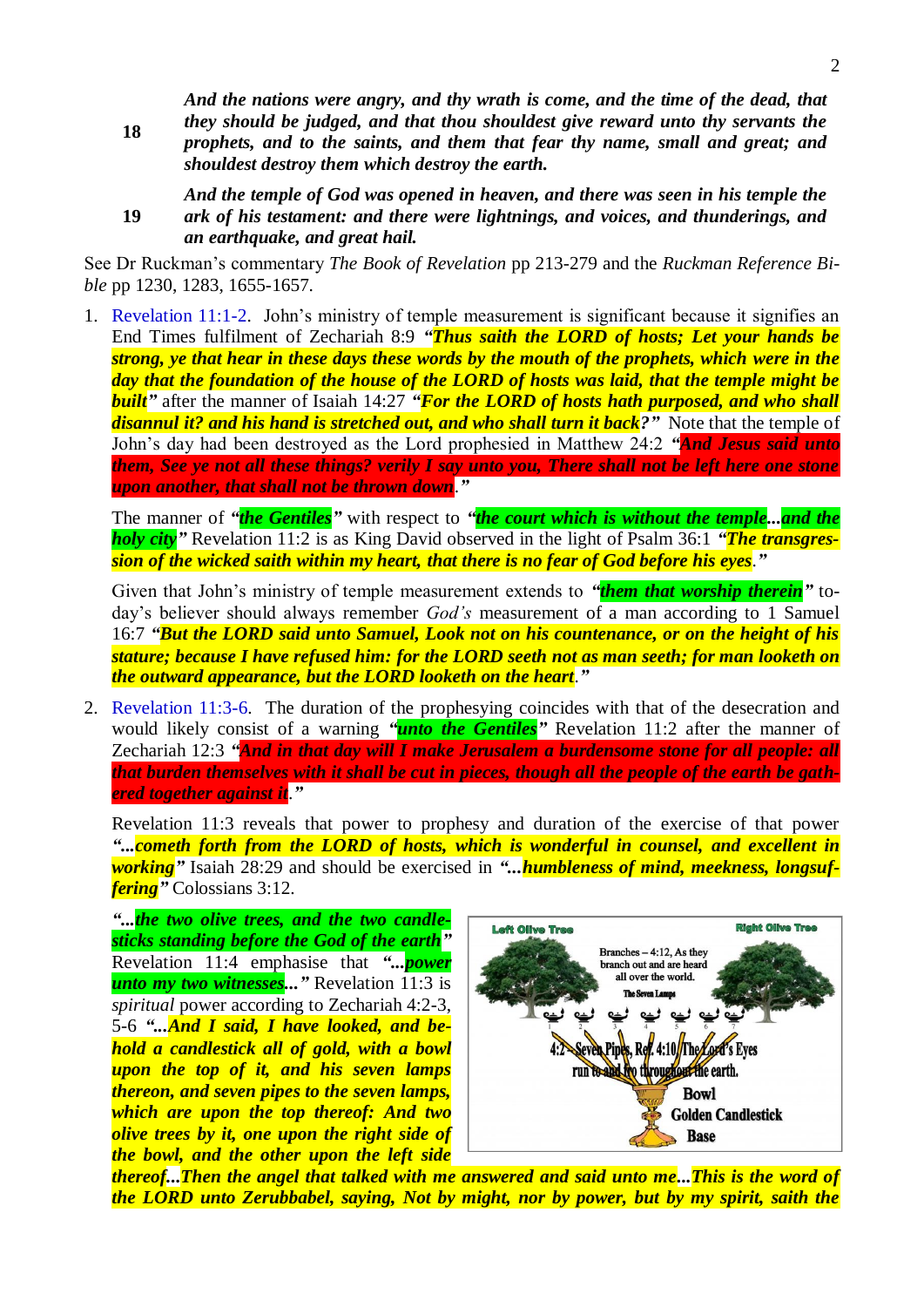**18** ***And the nations were angry, and thy wrath is come, and the time of the dead, that they should be judged, and that thou shouldest give reward unto thy servants the prophets, and to the saints, and them that fear thy name, small and great; and shouldest destroy them which destroy the earth.***

**19** ***And the temple of God was opened in heaven, and there was seen in his temple the ark of his testament: and there were lightnings, and voices, and thunderings, and an earthquake, and great hail.***

See Dr Ruckman's commentary *The Book of Revelation* pp 213-279 and the *Ruckman Reference Bible* pp 1230, 1283, 1655-1657.

1. Revelation 11:1-2. John's ministry of temple measurement is significant because it signifies an End Times fulfilment of Zechariah 8:9 ***"Thus saith the LORD of hosts; Let your hands be strong, ye that hear in these days these words by the mouth of the prophets, which were in the day that the foundation of the house of the LORD of hosts was laid, that the temple might be built"*** after the manner of Isaiah 14:27 ***"For the LORD of hosts hath purposed, and who shall disannul it? and his hand is stretched out, and who shall turn it back?"*** Note that the temple of John's day had been destroyed as the Lord prophesied in Matthew 24:2 ***"And Jesus said unto them, See ye not all these things? verily I say unto you, There shall not be left here one stone upon another, that shall not be thrown down."***

   The manner of ***"the Gentiles"*** with respect to ***"the court which is without the temple...and the holy city"*** Revelation 11:2 is as King David observed in the light of Psalm 36:1 ***"The transgression of the wicked saith within my heart, that there is no fear of God before his eyes."***

   Given that John's ministry of temple measurement extends to ***"them that worship therein"*** today's believer should always remember *God's* measurement of a man according to 1 Samuel 16:7 ***"But the LORD said unto Samuel, Look not on his countenance, or on the height of his stature; because I have refused him: for the LORD seeth not as man seeth; for man looketh on the outward appearance, but the LORD looketh on the heart."***

2. Revelation 11:3-6. The duration of the prophesying coincides with that of the desecration and would likely consist of a warning ***"unto the Gentiles"*** Revelation 11:2 after the manner of Zechariah 12:3 ***"And in that day will I make Jerusalem a burdensome stone for all people: all that burden themselves with it shall be cut in pieces, though all the people of the earth be gathered together against it."***

   Revelation 11:3 reveals that power to prophesy and duration of the exercise of that power ***"...cometh forth from the LORD of hosts, which is wonderful in counsel, and excellent in working"*** Isaiah 28:29 and should be exercised in ***"...humbleness of mind, meekness, longsuffering"*** Colossians 3:12.

   ***"...the two olive trees, and the two candlesticks standing before the God of the earth"*** Revelation 11:4 emphasise that ***"...power unto my two witnesses..."*** Revelation 11:3 is *spiritual* power according to Zechariah 4:2-3, 5-6 ***"...And I said, I have looked, and behold a candlestick all of gold, with a bowl upon the top of it, and his seven lamps thereon, and seven pipes to the seven lamps, which are upon the top thereof: And two olive trees by it, one upon the right side of the bowl, and the other upon the left side thereof...Then the angel that talked with me answered and said unto me...This is the word of the LORD unto Zerubbabel, saying, Not by might, nor by power, but by my spirit, saith the***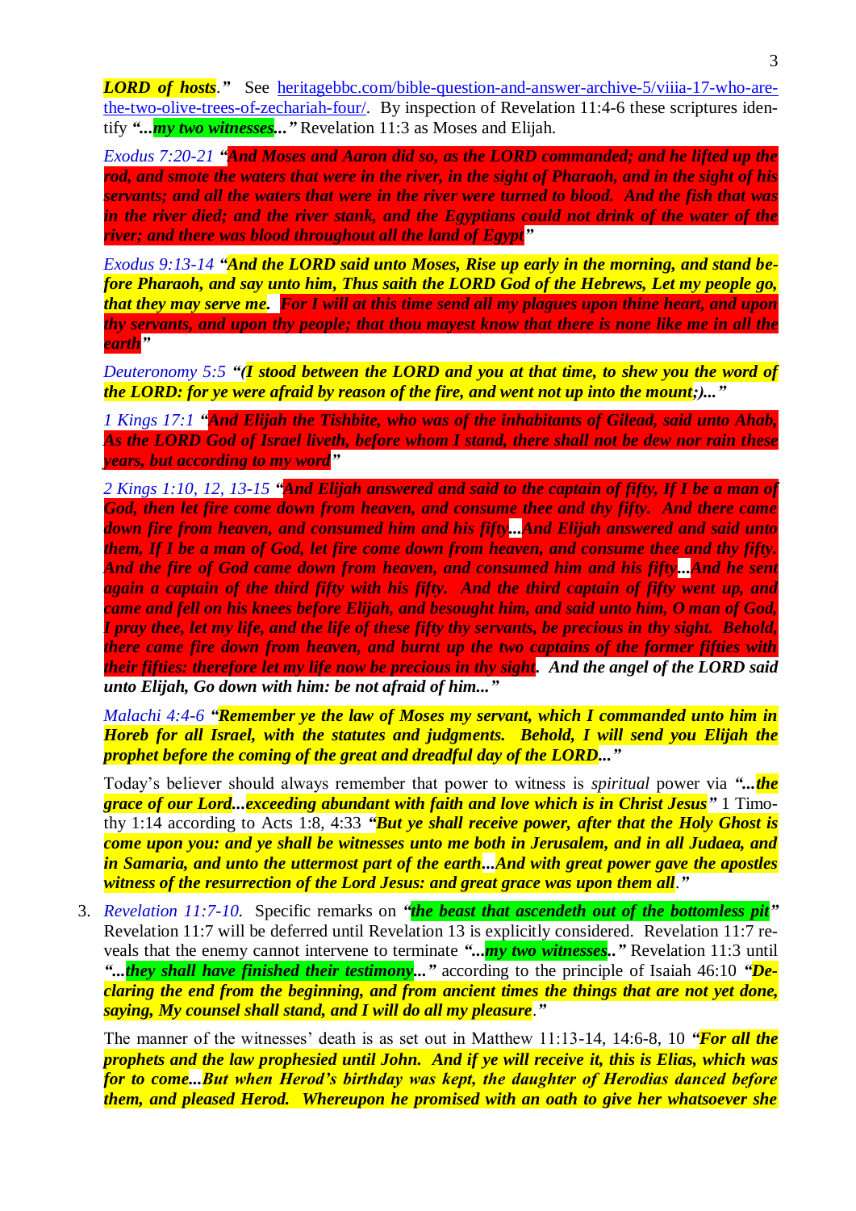***LORD of hosts*.”** See [heritagebbc.com/bible-question-and-answer-archive-5/viiia-17-who-are-the-two-olive-trees-of-zechariah-four/](heritagebbc.com/bible-question-and-answer-archive-5/viiia-17-who-are-the-two-olive-trees-of-zechariah-four/). By inspection of Revelation 11:4-6 these scriptures identify ***“...my two witnesses...”*** Revelation 11:3 as Moses and Elijah.

*Exodus 7:20-21* ***“And Moses and Aaron did so, as the LORD commanded; and he lifted up the rod, and smote the waters that were in the river, in the sight of Pharaoh, and in the sight of his servants; and all the waters that were in the river were turned to blood. And the fish that was in the river died; and the river stank, and the Egyptians could not drink of the water of the river; and there was blood throughout all the land of Egypt”***

*Exodus 9:13-14* ***“And the LORD said unto Moses, Rise up early in the morning, and stand before Pharaoh, and say unto him, Thus saith the LORD God of the Hebrews, Let my people go, that they may serve me. For I will at this time send all my plagues upon thine heart, and upon thy servants, and upon thy people; that thou mayest know that there is none like me in all the earth”***

*Deuteronomy 5:5* ***“(I stood between the LORD and you at that time, to shew you the word of the LORD: for ye were afraid by reason of the fire, and went not up into the mount;)...”***

*1 Kings 17:1* ***“And Elijah the Tishbite, who was of the inhabitants of Gilead, said unto Ahab, As the LORD God of Israel liveth, before whom I stand, there shall not be dew nor rain these years, but according to my word”***

*2 Kings 1:10, 12, 13-15* ***“And Elijah answered and said to the captain of fifty, If I be a man of God, then let fire come down from heaven, and consume thee and thy fifty. And there came down fire from heaven, and consumed him and his fifty...And Elijah answered and said unto them, If I be a man of God, let fire come down from heaven, and consume thee and thy fifty. And the fire of God came down from heaven, and consumed him and his fifty...And he sent again a captain of the third fifty with his fifty. And the third captain of fifty went up, and came and fell on his knees before Elijah, and besought him, and said unto him, O man of God, I pray thee, let my life, and the life of these fifty thy servants, be precious in thy sight. Behold, there came fire down from heaven, and burnt up the two captains of the former fifties with their fifties: therefore let my life now be precious in thy sight. And the angel of the LORD said unto Elijah, Go down with him: be not afraid of him...”***

*Malachi 4:4-6* ***“Remember ye the law of Moses my servant, which I commanded unto him in Horeb for all Israel, with the statutes and judgments. Behold, I will send you Elijah the prophet before the coming of the great and dreadful day of the LORD...”***

Today's believer should always remember that power to witness is *spiritual* power via ***“...the grace of our Lord...exceeding abundant with faith and love which is in Christ Jesus”*** 1 Timothy 1:14 according to Acts 1:8, 4:33 ***“But ye shall receive power, after that the Holy Ghost is come upon you: and ye shall be witnesses unto me both in Jerusalem, and in all Judaea, and in Samaria, and unto the uttermost part of the earth...And with great power gave the apostles witness of the resurrection of the Lord Jesus: and great grace was upon them all*.”**

3. *Revelation 11:7-10.* Specific remarks on ***“the beast that ascendeth out of the bottomless pit”*** Revelation 11:7 will be deferred until Revelation 13 is explicitly considered. Revelation 11:7 reveals that the enemy cannot intervene to terminate ***“...my two witnesses..”*** Revelation 11:3 until ***“...they shall have finished their testimony...”*** according to the principle of Isaiah 46:10 ***“Declaring the end from the beginning, and from ancient times the things that are not yet done, saying, My counsel shall stand, and I will do all my pleasure*.”**

   The manner of the witnesses' death is as set out in Matthew 11:13-14, 14:6-8, 10 ***“For all the prophets and the law prophesied until John. And if ye will receive it, this is Elias, which was for to come...But when Herod's birthday was kept, the daughter of Herodias danced before them, and pleased Herod. Whereupon he promised with an oath to give her whatsoever she***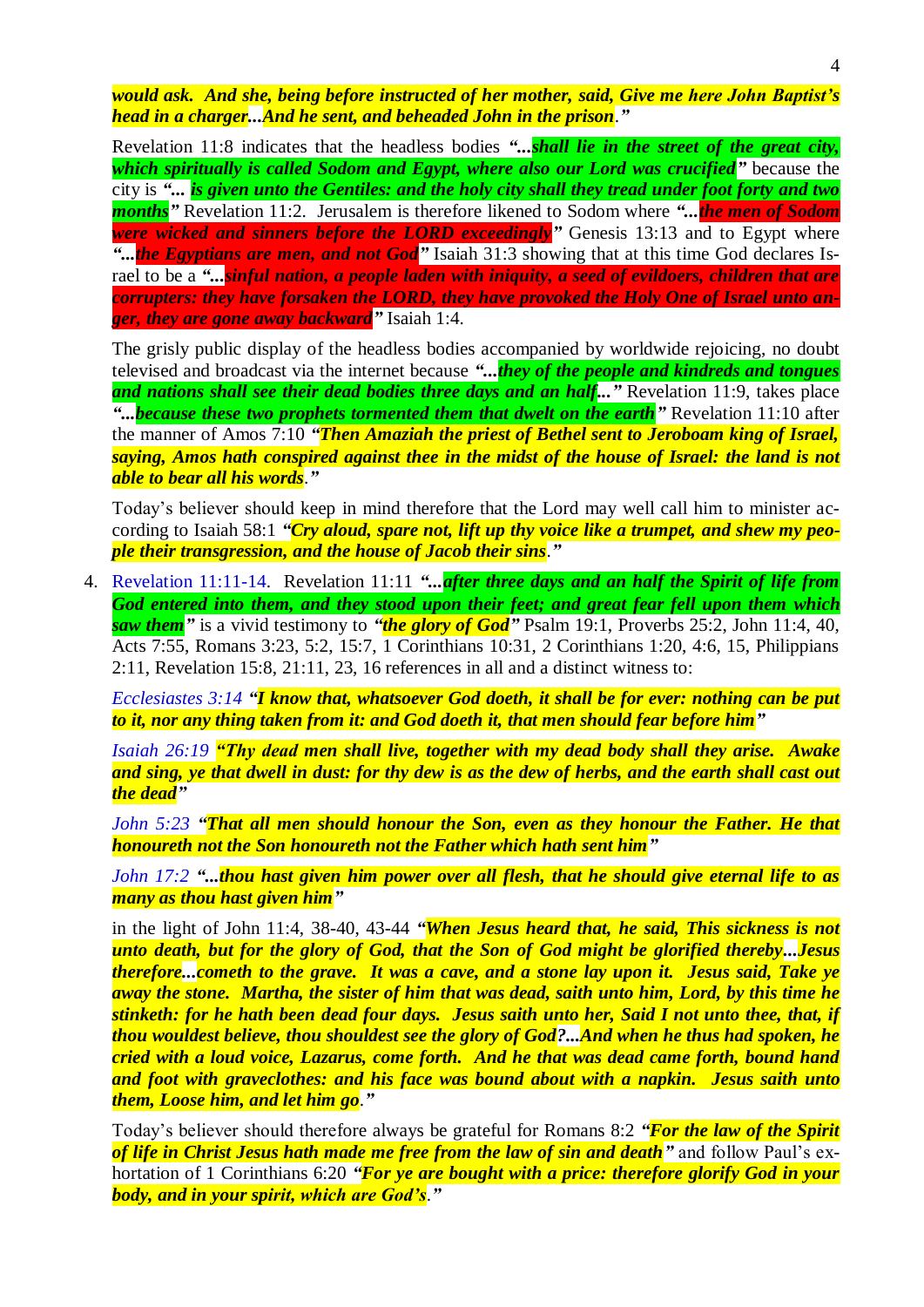***would ask. And she, being before instructed of her mother, said, Give me here John Baptist's head in a charger...And he sent, and beheaded John in the prison.*"**

Revelation 11:8 indicates that the headless bodies ***"...shall lie in the street of the great city, which spiritually is called Sodom and Egypt, where also our Lord was crucified"*** because the city is ***"... is given unto the Gentiles: and the holy city shall they tread under foot forty and two months"*** Revelation 11:2. Jerusalem is therefore likened to Sodom where ***"...the men of Sodom were wicked and sinners before the LORD exceedingly"*** Genesis 13:13 and to Egypt where ***"...the Egyptians are men, and not God"*** Isaiah 31:3 showing that at this time God declares Israel to be a ***"...sinful nation, a people laden with iniquity, a seed of evildoers, children that are corrupters: they have forsaken the LORD, they have provoked the Holy One of Israel unto anger, they are gone away backward"*** Isaiah 1:4.

The grisly public display of the headless bodies accompanied by worldwide rejoicing, no doubt televised and broadcast via the internet because ***"...they of the people and kindreds and tongues and nations shall see their dead bodies three days and an half..."*** Revelation 11:9, takes place ***"...because these two prophets tormented them that dwelt on the earth"*** Revelation 11:10 after the manner of Amos 7:10 ***"Then Amaziah the priest of Bethel sent to Jeroboam king of Israel, saying, Amos hath conspired against thee in the midst of the house of Israel: the land is not able to bear all his words."***

Today's believer should keep in mind therefore that the Lord may well call him to minister according to Isaiah 58:1 ***"Cry aloud, spare not, lift up thy voice like a trumpet, and shew my people their transgression, and the house of Jacob their sins."***

4. Revelation 11:11-14. Revelation 11:11 ***"...after three days and an half the Spirit of life from God entered into them, and they stood upon their feet; and great fear fell upon them which saw them"*** is a vivid testimony to ***"the glory of God"*** Psalm 19:1, Proverbs 25:2, John 11:4, 40, Acts 7:55, Romans 3:23, 5:2, 15:7, 1 Corinthians 10:31, 2 Corinthians 1:20, 4:6, 15, Philippians 2:11, Revelation 15:8, 21:11, 23, 16 references in all and a distinct witness to:

   *Ecclesiastes 3:14* ***"I know that, whatsoever God doeth, it shall be for ever: nothing can be put to it, nor any thing taken from it: and God doeth it, that men should fear before him"***

   *Isaiah 26:19* ***"Thy dead men shall live, together with my dead body shall they arise. Awake and sing, ye that dwell in dust: for thy dew is as the dew of herbs, and the earth shall cast out the dead"***

   *John 5:23* ***"That all men should honour the Son, even as they honour the Father. He that honoureth not the Son honoureth not the Father which hath sent him"***

   *John 17:2* ***"...thou hast given him power over all flesh, that he should give eternal life to as many as thou hast given him"***

   in the light of John 11:4, 38-40, 43-44 ***"When Jesus heard that, he said, This sickness is not unto death, but for the glory of God, that the Son of God might be glorified thereby...Jesus therefore...cometh to the grave. It was a cave, and a stone lay upon it. Jesus said, Take ye away the stone. Martha, the sister of him that was dead, saith unto him, Lord, by this time he stinketh: for he hath been dead four days. Jesus saith unto her, Said I not unto thee, that, if thou wouldest believe, thou shouldest see the glory of God?...And when he thus had spoken, he cried with a loud voice, Lazarus, come forth. And he that was dead came forth, bound hand and foot with graveclothes: and his face was bound about with a napkin. Jesus saith unto them, Loose him, and let him go."***

   Today's believer should therefore always be grateful for Romans 8:2 ***"For the law of the Spirit of life in Christ Jesus hath made me free from the law of sin and death"*** and follow Paul's exhortation of 1 Corinthians 6:20 ***"For ye are bought with a price: therefore glorify God in your body, and in your spirit, which are God's."***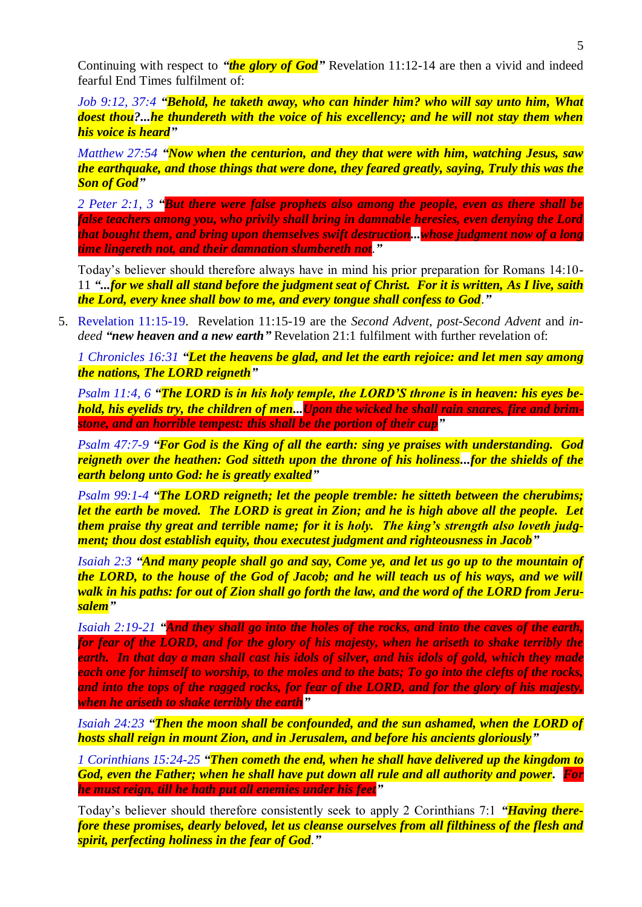Continuing with respect to ***"the glory of God"*** Revelation 11:12-14 are then a vivid and indeed fearful End Times fulfilment of:

*Job 9:12, 37:4* ***"Behold, he taketh away, who can hinder him? who will say unto him, What doest thou?...he thundereth with the voice of his excellency; and he will not stay them when his voice is heard"***

*Matthew 27:54* ***"Now when the centurion, and they that were with him, watching Jesus, saw the earthquake, and those things that were done, they feared greatly, saying, Truly this was the Son of God"***

*2 Peter 2:1, 3* ***"But there were false prophets also among the people, even as there shall be false teachers among you, who privily shall bring in damnable heresies, even denying the Lord that bought them, and bring upon themselves swift destruction...whose judgment now of a long time lingereth not, and their damnation slumbereth not."***

Today's believer should therefore always have in mind his prior preparation for Romans 14:10-11 ***"...for we shall all stand before the judgment seat of Christ. For it is written, As I live, saith the Lord, every knee shall bow to me, and every tongue shall confess to God."***

5. Revelation 11:15-19. Revelation 11:15-19 are the *Second Advent*, *post-Second Advent* and *indeed* ***"new heaven and a new earth"*** Revelation 21:1 fulfilment with further revelation of:

*1 Chronicles 16:31* ***"Let the heavens be glad, and let the earth rejoice: and let men say among the nations, The LORD reigneth"***

*Psalm 11:4, 6* ***"The LORD is in his holy temple, the LORD'S throne is in heaven: his eyes behold, his eyelids try, the children of men...Upon the wicked he shall rain snares, fire and brimstone, and an horrible tempest: this shall be the portion of their cup"***

*Psalm 47:7-9* ***"For God is the King of all the earth: sing ye praises with understanding. God reigneth over the heathen: God sitteth upon the throne of his holiness...for the shields of the earth belong unto God: he is greatly exalted"***

*Psalm 99:1-4* ***"The LORD reigneth; let the people tremble: he sitteth between the cherubims; let the earth be moved. The LORD is great in Zion; and he is high above all the people. Let them praise thy great and terrible name; for it is holy. The king's strength also loveth judgment; thou dost establish equity, thou executest judgment and righteousness in Jacob"***

*Isaiah 2:3* ***"And many people shall go and say, Come ye, and let us go up to the mountain of the LORD, to the house of the God of Jacob; and he will teach us of his ways, and we will walk in his paths: for out of Zion shall go forth the law, and the word of the LORD from Jerusalem"***

*Isaiah 2:19-21* ***"And they shall go into the holes of the rocks, and into the caves of the earth, for fear of the LORD, and for the glory of his majesty, when he ariseth to shake terribly the earth. In that day a man shall cast his idols of silver, and his idols of gold, which they made each one for himself to worship, to the moles and to the bats; To go into the clefts of the rocks, and into the tops of the ragged rocks, for fear of the LORD, and for the glory of his majesty, when he ariseth to shake terribly the earth"***

*Isaiah 24:23* ***"Then the moon shall be confounded, and the sun ashamed, when the LORD of hosts shall reign in mount Zion, and in Jerusalem, and before his ancients gloriously"***

*1 Corinthians 15:24-25* ***"Then cometh the end, when he shall have delivered up the kingdom to God, even the Father; when he shall have put down all rule and all authority and power. For he must reign, till he hath put all enemies under his feet"***

Today's believer should therefore consistently seek to apply 2 Corinthians 7:1 ***"Having therefore these promises, dearly beloved, let us cleanse ourselves from all filthiness of the flesh and spirit, perfecting holiness in the fear of God."***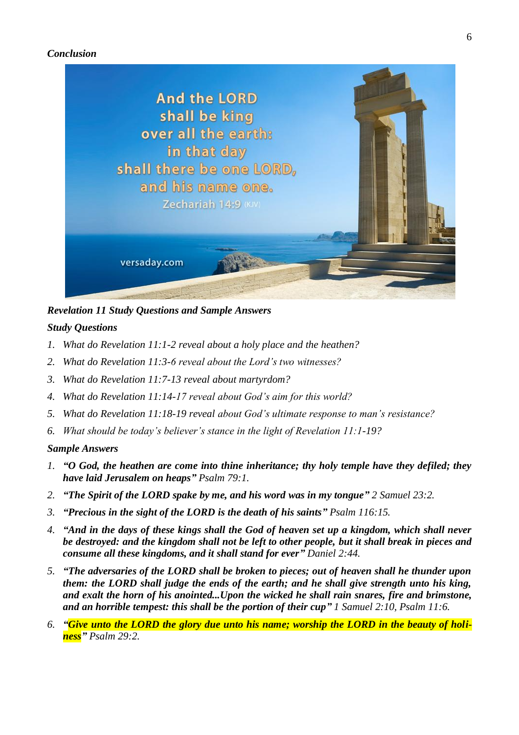***Conclusion***

***Revelation 11 Study Questions and Sample Answers***

***Study Questions***

1. *What do Revelation 11:1-2 reveal about a holy place and the heathen?*
2. *What do Revelation 11:3-6 reveal about the Lord's two witnesses?*
3. *What do Revelation 11:7-13 reveal about martyrdom?*
4. *What do Revelation 11:14-17 reveal about God's aim for this world?*
5. *What do Revelation 11:18-19 reveal about God's ultimate response to man's resistance?*
6. *What should be today's believer's stance in the light of Revelation 11:1-19?*

***Sample Answers***

1. ***"O God, the heathen are come into thine inheritance; thy holy temple have they defiled; they have laid Jerusalem on heaps"*** *Psalm 79:1.*
2. ***"The Spirit of the LORD spake by me, and his word was in my tongue"*** *2 Samuel 23:2.*
3. ***"Precious in the sight of the LORD is the death of his saints"*** *Psalm 116:15.*
4. ***"And in the days of these kings shall the God of heaven set up a kingdom, which shall never be destroyed: and the kingdom shall not be left to other people, but it shall break in pieces and consume all these kingdoms, and it shall stand for ever"*** *Daniel 2:44.*
5. ***"The adversaries of the LORD shall be broken to pieces; out of heaven shall he thunder upon them: the LORD shall judge the ends of the earth; and he shall give strength unto his king, and exalt the horn of his anointed...Upon the wicked he shall rain snares, fire and brimstone, and an horrible tempest: this shall be the portion of their cup"*** *1 Samuel 2:10, Psalm 11:6.*
6. ***"Give unto the LORD the glory due unto his name; worship the LORD in the beauty of holiness"*** *Psalm 29:2.*